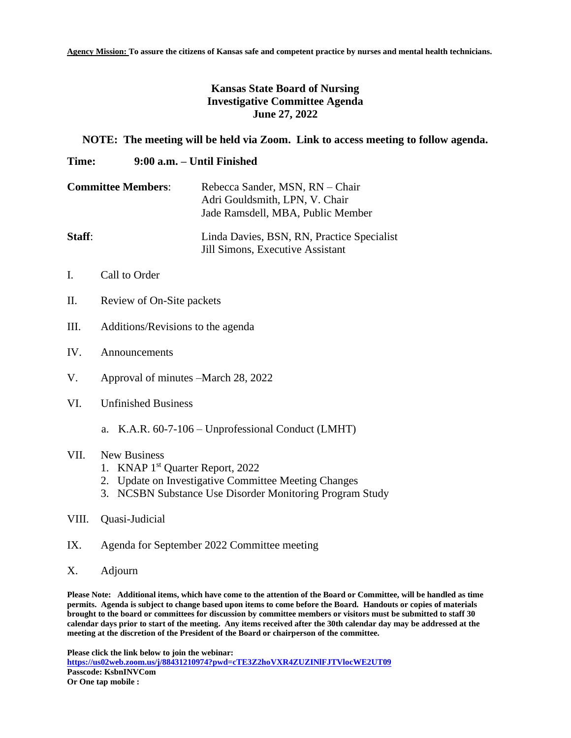**Agency Mission: To assure the citizens of Kansas safe and competent practice by nurses and mental health technicians.**

# Kansas State Board of Nursing
## Investigative Committee Agenda
## June 27, 2022

**NOTE: The meeting will be held via Zoom. Link to access meeting to follow agenda.**

**Time:** **9:00 a.m. – Until Finished**

**Committee Members**: Rebecca Sander, MSN, RN – Chair
Adri Gouldsmith, LPN, V. Chair
Jade Ramsdell, MBA, Public Member

**Staff**: Linda Davies, BSN, RN, Practice Specialist
Jill Simons, Executive Assistant

I. Call to Order

II. Review of On-Site packets

III. Additions/Revisions to the agenda

IV. Announcements

V. Approval of minutes –March 28, 2022

VI. Unfinished Business

a. K.A.R. 60-7-106 – Unprofessional Conduct (LMHT)

VII. New Business
1. KNAP 1st Quarter Report, 2022
2. Update on Investigative Committee Meeting Changes
3. NCSBN Substance Use Disorder Monitoring Program Study

VIII. Quasi-Judicial

IX. Agenda for September 2022 Committee meeting

X. Adjourn

**Please Note: Additional items, which have come to the attention of the Board or Committee, will be handled as time permits. Agenda is subject to change based upon items to come before the Board. Handouts or copies of materials brought to the board or committees for discussion by committee members or visitors must be submitted to staff 30 calendar days prior to start of the meeting. Any items received after the 30th calendar day may be addressed at the meeting at the discretion of the President of the Board or chairperson of the committee.**

**Please click the link below to join the webinar:**
**https://us02web.zoom.us/j/88431210974?pwd=cTE3Z2hoVXR4ZUZINlFJTVlocWE2UT09**
**Passcode: KsbnINVCom**
**Or One tap mobile :**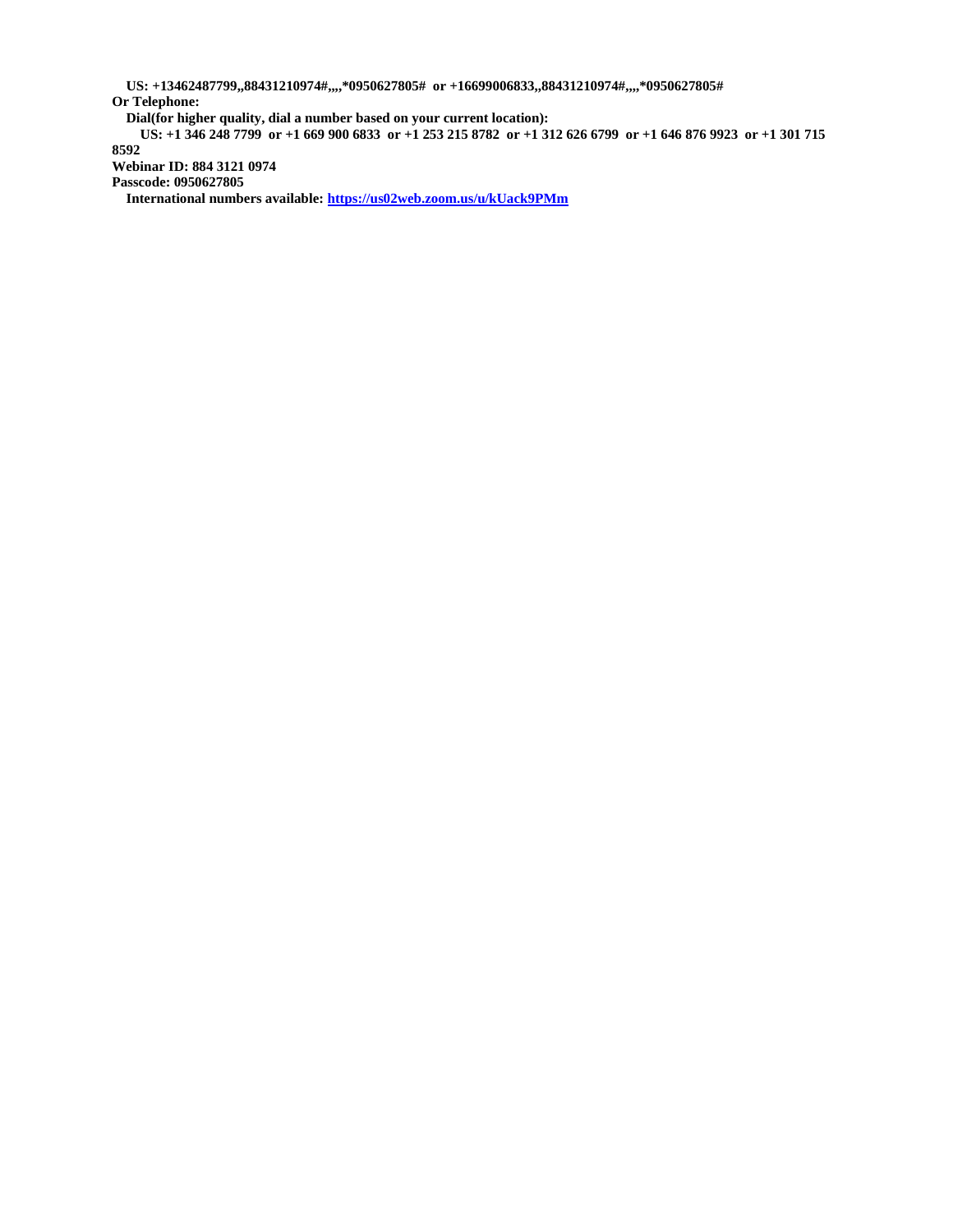**US: +13462487799,,88431210974#,,,,\*0950627805# or +16699006833,,88431210974#,,,,\*0950627805#**

**Or Telephone:**

**Dial(for higher quality, dial a number based on your current location):**

**US: +1 346 248 7799 or +1 669 900 6833 or +1 253 215 8782 or +1 312 626 6799 or +1 646 876 9923 or +1 301 715 8592**

**Webinar ID: 884 3121 0974**

**Passcode: 0950627805**

**International numbers available: [https://us02web.zoom.us/u/kUack9PMm](https://us02web.zoom.us/u/kUack9PMm)**